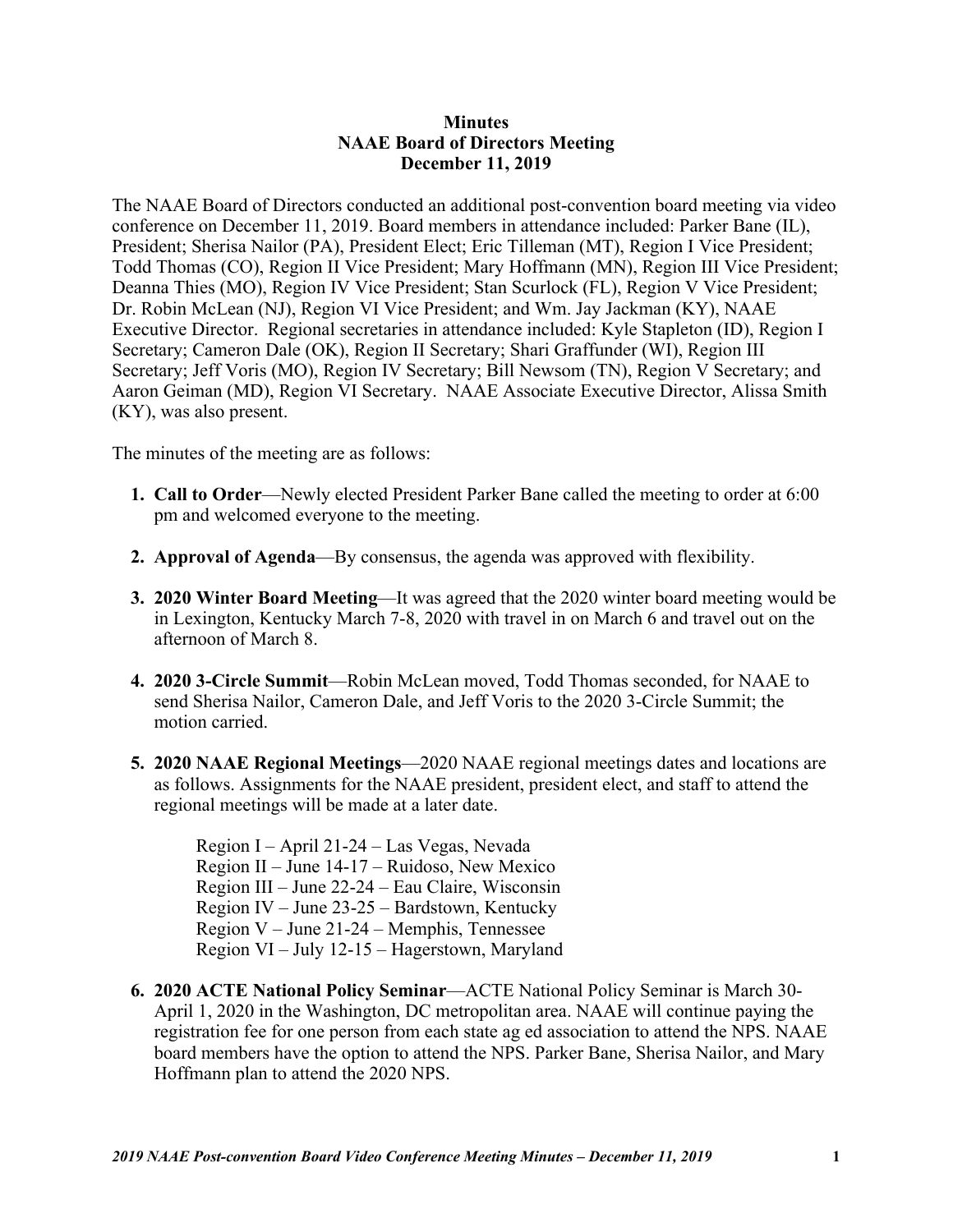**Minutes**
**NAAE Board of Directors Meeting**
**December 11, 2019**

The NAAE Board of Directors conducted an additional post-convention board meeting via video conference on December 11, 2019. Board members in attendance included: Parker Bane (IL), President; Sherisa Nailor (PA), President Elect; Eric Tilleman (MT), Region I Vice President; Todd Thomas (CO), Region II Vice President; Mary Hoffmann (MN), Region III Vice President; Deanna Thies (MO), Region IV Vice President; Stan Scurlock (FL), Region V Vice President; Dr. Robin McLean (NJ), Region VI Vice President; and Wm. Jay Jackman (KY), NAAE Executive Director. Regional secretaries in attendance included: Kyle Stapleton (ID), Region I Secretary; Cameron Dale (OK), Region II Secretary; Shari Graffunder (WI), Region III Secretary; Jeff Voris (MO), Region IV Secretary; Bill Newsom (TN), Region V Secretary; and Aaron Geiman (MD), Region VI Secretary. NAAE Associate Executive Director, Alissa Smith (KY), was also present.

The minutes of the meeting are as follows:

1. **Call to Order**—Newly elected President Parker Bane called the meeting to order at 6:00 pm and welcomed everyone to the meeting.

2. **Approval of Agenda**—By consensus, the agenda was approved with flexibility.

3. **2020 Winter Board Meeting**—It was agreed that the 2020 winter board meeting would be in Lexington, Kentucky March 7-8, 2020 with travel in on March 6 and travel out on the afternoon of March 8.

4. **2020 3-Circle Summit**—Robin McLean moved, Todd Thomas seconded, for NAAE to send Sherisa Nailor, Cameron Dale, and Jeff Voris to the 2020 3-Circle Summit; the motion carried.

5. **2020 NAAE Regional Meetings**—2020 NAAE regional meetings dates and locations are as follows. Assignments for the NAAE president, president elect, and staff to attend the regional meetings will be made at a later date.

   Region I – April 21-24 – Las Vegas, Nevada
   Region II – June 14-17 – Ruidoso, New Mexico
   Region III – June 22-24 – Eau Claire, Wisconsin
   Region IV – June 23-25 – Bardstown, Kentucky
   Region V – June 21-24 – Memphis, Tennessee
   Region VI – July 12-15 – Hagerstown, Maryland

6. **2020 ACTE National Policy Seminar**—ACTE National Policy Seminar is March 30-April 1, 2020 in the Washington, DC metropolitan area. NAAE will continue paying the registration fee for one person from each state ag ed association to attend the NPS. NAAE board members have the option to attend the NPS. Parker Bane, Sherisa Nailor, and Mary Hoffmann plan to attend the 2020 NPS.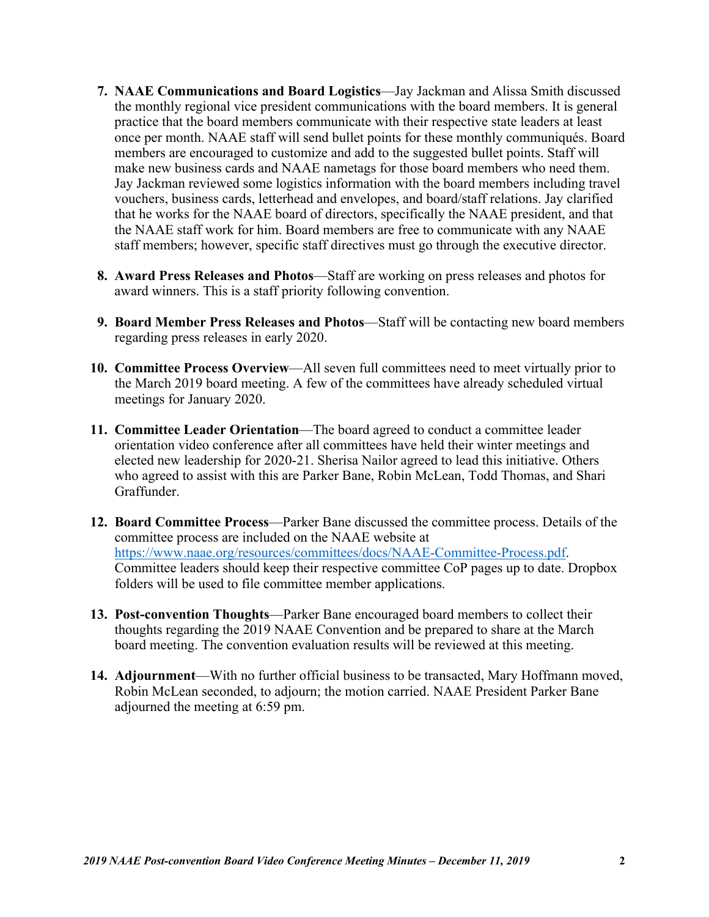7. **NAAE Communications and Board Logistics**—Jay Jackman and Alissa Smith discussed the monthly regional vice president communications with the board members. It is general practice that the board members communicate with their respective state leaders at least once per month. NAAE staff will send bullet points for these monthly communiqués. Board members are encouraged to customize and add to the suggested bullet points. Staff will make new business cards and NAAE nametags for those board members who need them. Jay Jackman reviewed some logistics information with the board members including travel vouchers, business cards, letterhead and envelopes, and board/staff relations. Jay clarified that he works for the NAAE board of directors, specifically the NAAE president, and that the NAAE staff work for him. Board members are free to communicate with any NAAE staff members; however, specific staff directives must go through the executive director.

8. **Award Press Releases and Photos**—Staff are working on press releases and photos for award winners. This is a staff priority following convention.

9. **Board Member Press Releases and Photos**—Staff will be contacting new board members regarding press releases in early 2020.

10. **Committee Process Overview**—All seven full committees need to meet virtually prior to the March 2019 board meeting. A few of the committees have already scheduled virtual meetings for January 2020.

11. **Committee Leader Orientation**—The board agreed to conduct a committee leader orientation video conference after all committees have held their winter meetings and elected new leadership for 2020-21. Sherisa Nailor agreed to lead this initiative. Others who agreed to assist with this are Parker Bane, Robin McLean, Todd Thomas, and Shari Graffunder.

12. **Board Committee Process**—Parker Bane discussed the committee process. Details of the committee process are included on the NAAE website at [https://www.naae.org/resources/committees/docs/NAAE-Committee-Process.pdf](https://www.naae.org/resources/committees/docs/NAAE-Committee-Process.pdf). Committee leaders should keep their respective committee CoP pages up to date. Dropbox folders will be used to file committee member applications.

13. **Post-convention Thoughts**—Parker Bane encouraged board members to collect their thoughts regarding the 2019 NAAE Convention and be prepared to share at the March board meeting. The convention evaluation results will be reviewed at this meeting.

14. **Adjournment**—With no further official business to be transacted, Mary Hoffmann moved, Robin McLean seconded, to adjourn; the motion carried. NAAE President Parker Bane adjourned the meeting at 6:59 pm.